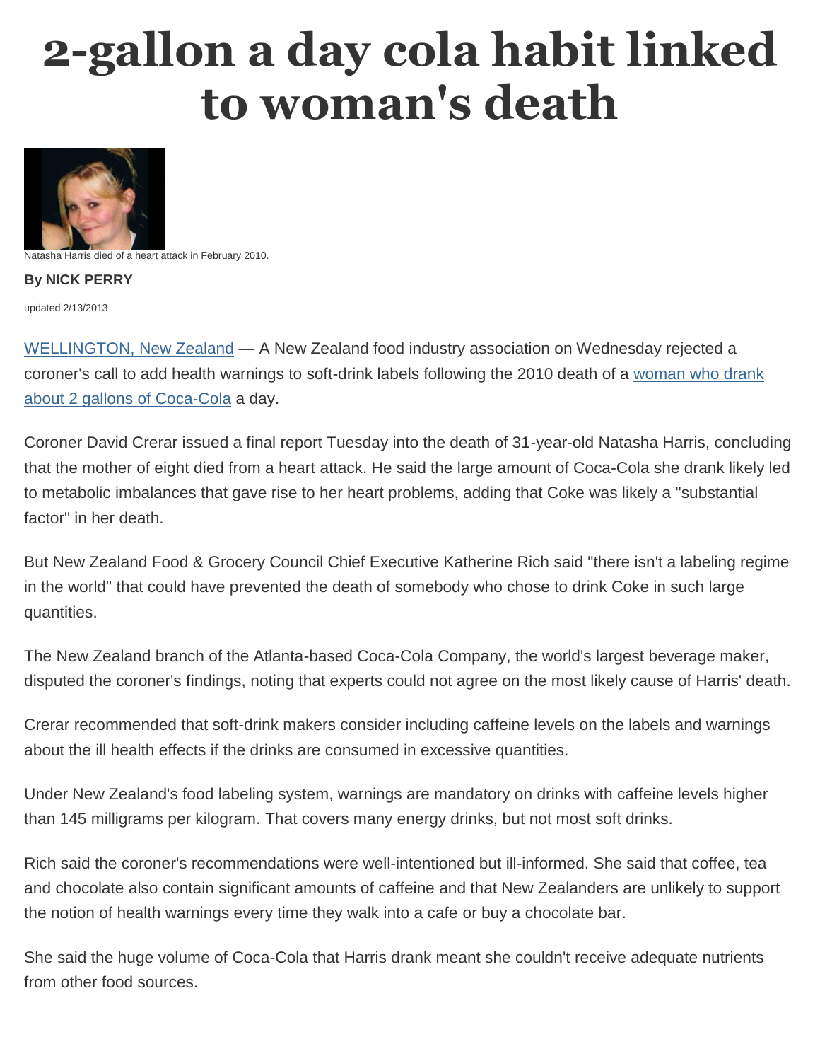# 2-gallon a day cola habit linked to woman's death

Natasha Harris died of a heart attack in February 2010.

**By NICK PERRY**

updated 2/13/2013

WELLINGTON, New Zealand — A New Zealand food industry association on Wednesday rejected a coroner's call to add health warnings to soft-drink labels following the 2010 death of a woman who drank about 2 gallons of Coca-Cola a day.

Coroner David Crerar issued a final report Tuesday into the death of 31-year-old Natasha Harris, concluding that the mother of eight died from a heart attack. He said the large amount of Coca-Cola she drank likely led to metabolic imbalances that gave rise to her heart problems, adding that Coke was likely a "substantial factor" in her death.

But New Zealand Food & Grocery Council Chief Executive Katherine Rich said "there isn't a labeling regime in the world" that could have prevented the death of somebody who chose to drink Coke in such large quantities.

The New Zealand branch of the Atlanta-based Coca-Cola Company, the world's largest beverage maker, disputed the coroner's findings, noting that experts could not agree on the most likely cause of Harris' death.

Crerar recommended that soft-drink makers consider including caffeine levels on the labels and warnings about the ill health effects if the drinks are consumed in excessive quantities.

Under New Zealand's food labeling system, warnings are mandatory on drinks with caffeine levels higher than 145 milligrams per kilogram. That covers many energy drinks, but not most soft drinks.

Rich said the coroner's recommendations were well-intentioned but ill-informed. She said that coffee, tea and chocolate also contain significant amounts of caffeine and that New Zealanders are unlikely to support the notion of health warnings every time they walk into a cafe or buy a chocolate bar.

She said the huge volume of Coca-Cola that Harris drank meant she couldn't receive adequate nutrients from other food sources.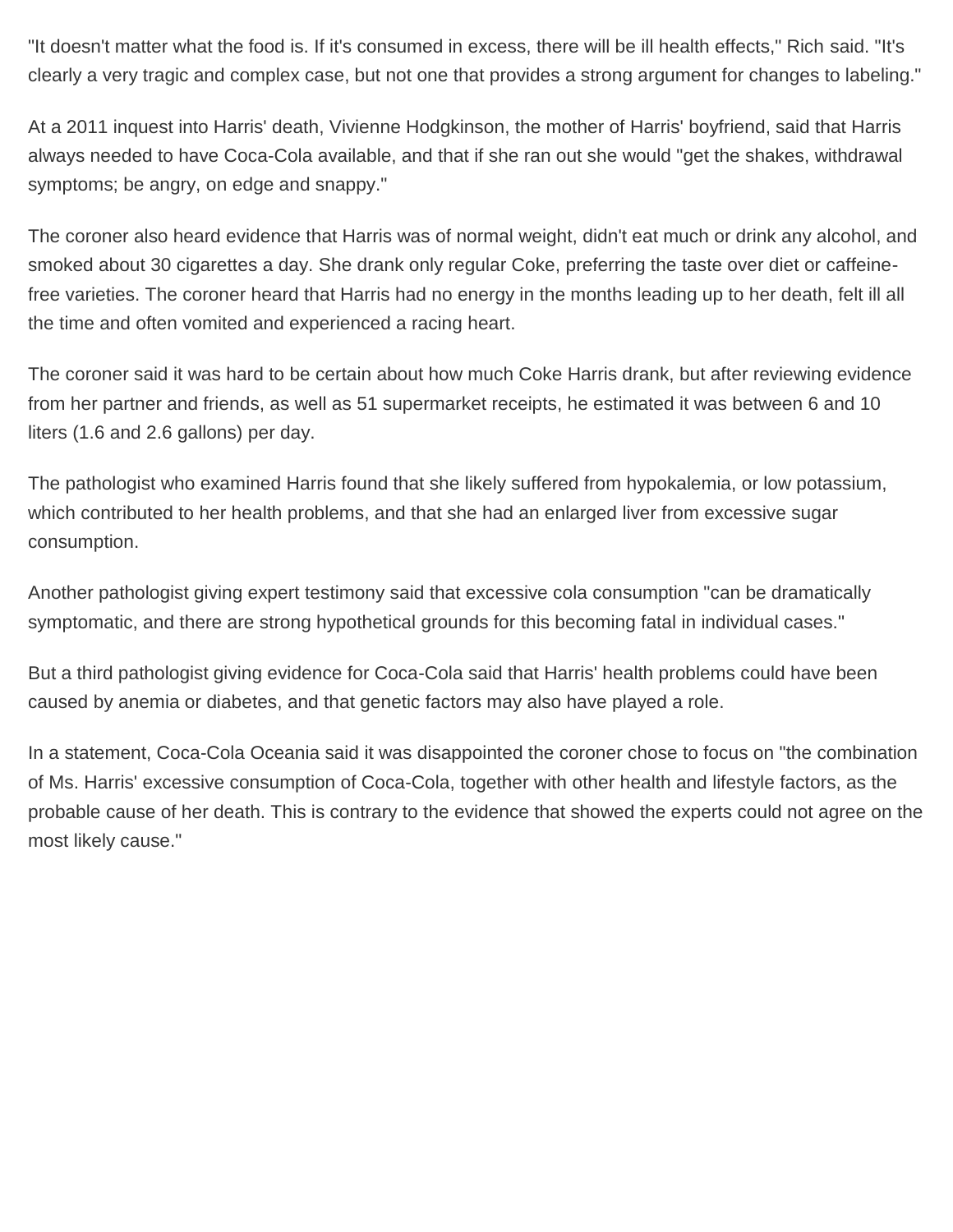"It doesn't matter what the food is. If it's consumed in excess, there will be ill health effects," Rich said. "It's clearly a very tragic and complex case, but not one that provides a strong argument for changes to labeling."

At a 2011 inquest into Harris' death, Vivienne Hodgkinson, the mother of Harris' boyfriend, said that Harris always needed to have Coca-Cola available, and that if she ran out she would "get the shakes, withdrawal symptoms; be angry, on edge and snappy."

The coroner also heard evidence that Harris was of normal weight, didn't eat much or drink any alcohol, and smoked about 30 cigarettes a day. She drank only regular Coke, preferring the taste over diet or caffeine-free varieties. The coroner heard that Harris had no energy in the months leading up to her death, felt ill all the time and often vomited and experienced a racing heart.

The coroner said it was hard to be certain about how much Coke Harris drank, but after reviewing evidence from her partner and friends, as well as 51 supermarket receipts, he estimated it was between 6 and 10 liters (1.6 and 2.6 gallons) per day.

The pathologist who examined Harris found that she likely suffered from hypokalemia, or low potassium, which contributed to her health problems, and that she had an enlarged liver from excessive sugar consumption.

Another pathologist giving expert testimony said that excessive cola consumption "can be dramatically symptomatic, and there are strong hypothetical grounds for this becoming fatal in individual cases."

But a third pathologist giving evidence for Coca-Cola said that Harris' health problems could have been caused by anemia or diabetes, and that genetic factors may also have played a role.

In a statement, Coca-Cola Oceania said it was disappointed the coroner chose to focus on "the combination of Ms. Harris' excessive consumption of Coca-Cola, together with other health and lifestyle factors, as the probable cause of her death. This is contrary to the evidence that showed the experts could not agree on the most likely cause."